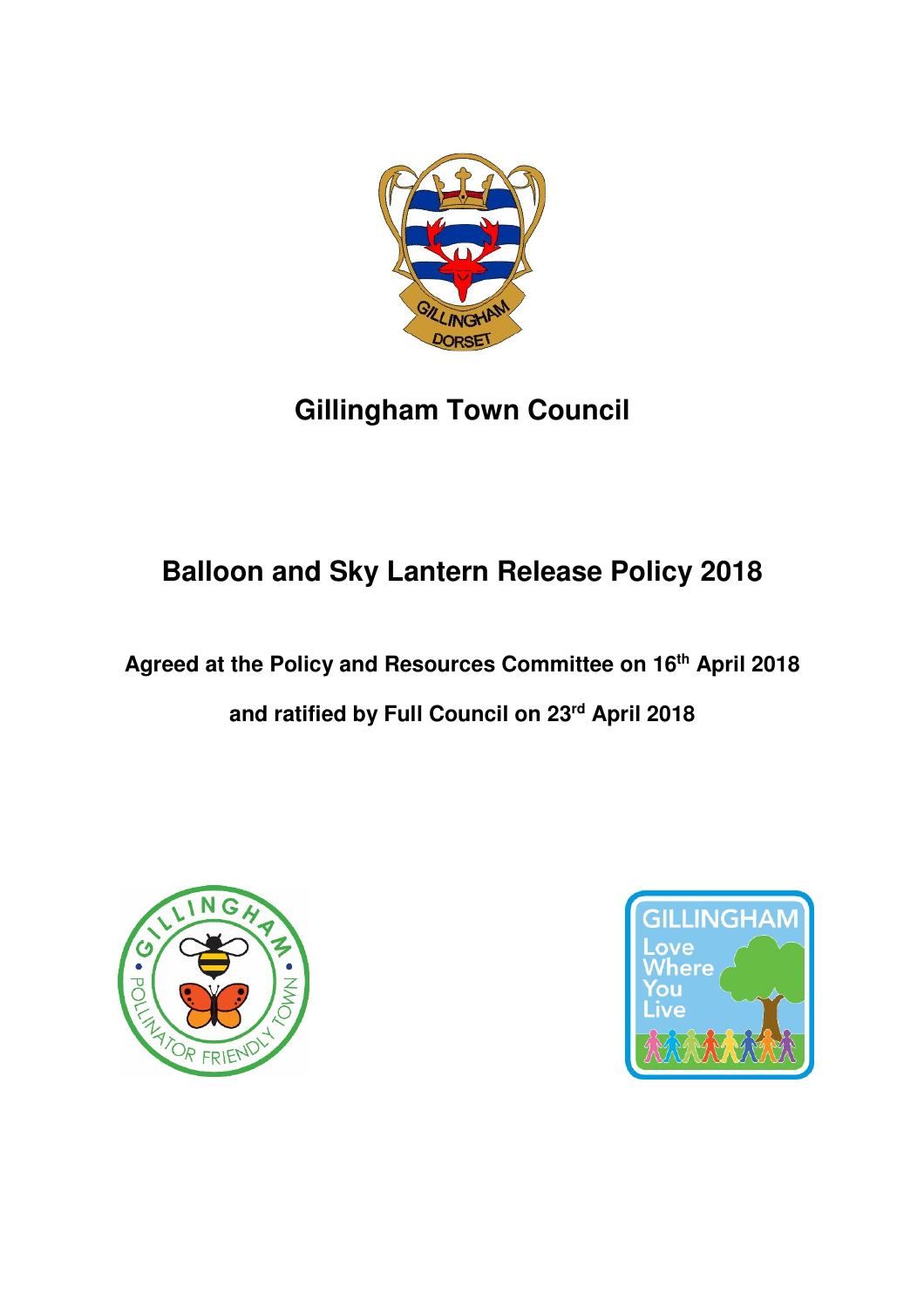# Gillingham Town Council

## Balloon and Sky Lantern Release Policy 2018

**Agreed at the Policy and Resources Committee on 16th April 2018**

**and ratified by Full Council on 23rd April 2018**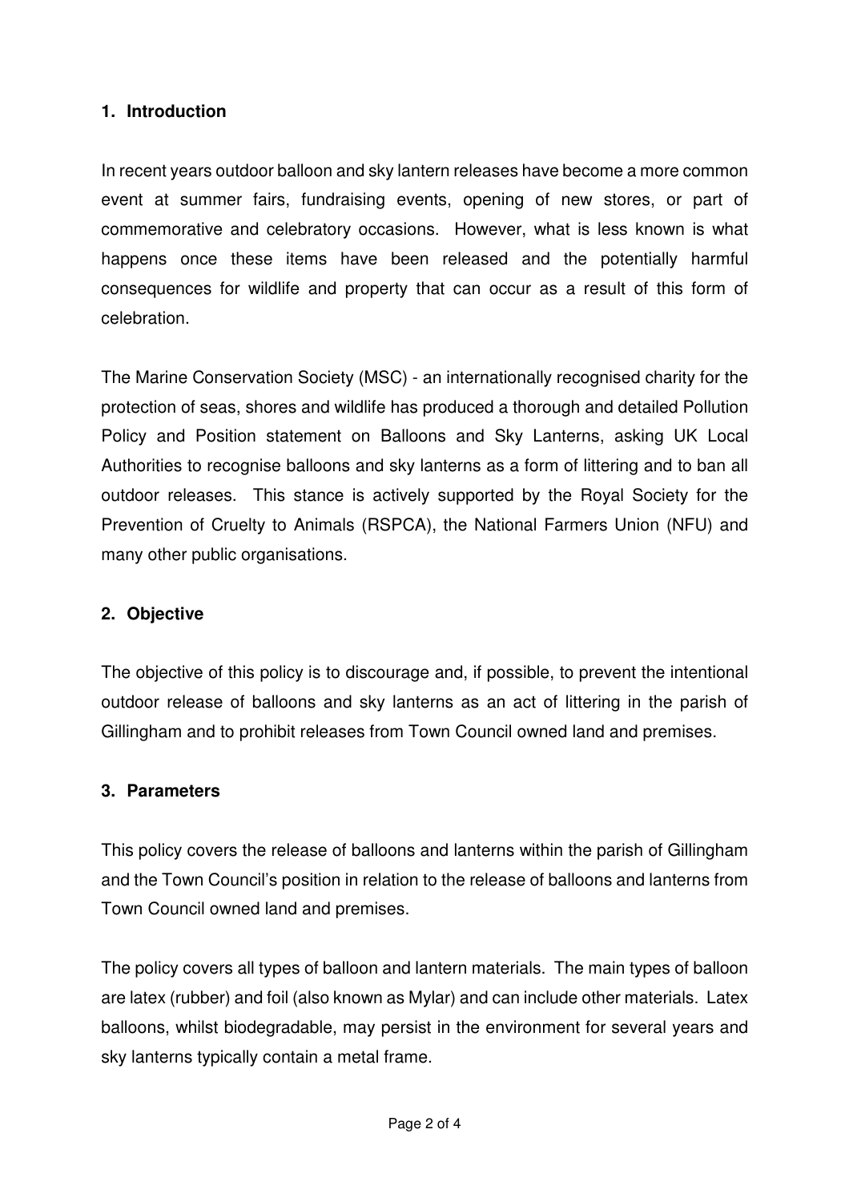## 1. Introduction

In recent years outdoor balloon and sky lantern releases have become a more common event at summer fairs, fundraising events, opening of new stores, or part of commemorative and celebratory occasions. However, what is less known is what happens once these items have been released and the potentially harmful consequences for wildlife and property that can occur as a result of this form of celebration.

The Marine Conservation Society (MSC) - an internationally recognised charity for the protection of seas, shores and wildlife has produced a thorough and detailed Pollution Policy and Position statement on Balloons and Sky Lanterns, asking UK Local Authorities to recognise balloons and sky lanterns as a form of littering and to ban all outdoor releases. This stance is actively supported by the Royal Society for the Prevention of Cruelty to Animals (RSPCA), the National Farmers Union (NFU) and many other public organisations.

## 2. Objective

The objective of this policy is to discourage and, if possible, to prevent the intentional outdoor release of balloons and sky lanterns as an act of littering in the parish of Gillingham and to prohibit releases from Town Council owned land and premises.

## 3. Parameters

This policy covers the release of balloons and lanterns within the parish of Gillingham and the Town Council's position in relation to the release of balloons and lanterns from Town Council owned land and premises.

The policy covers all types of balloon and lantern materials. The main types of balloon are latex (rubber) and foil (also known as Mylar) and can include other materials. Latex balloons, whilst biodegradable, may persist in the environment for several years and sky lanterns typically contain a metal frame.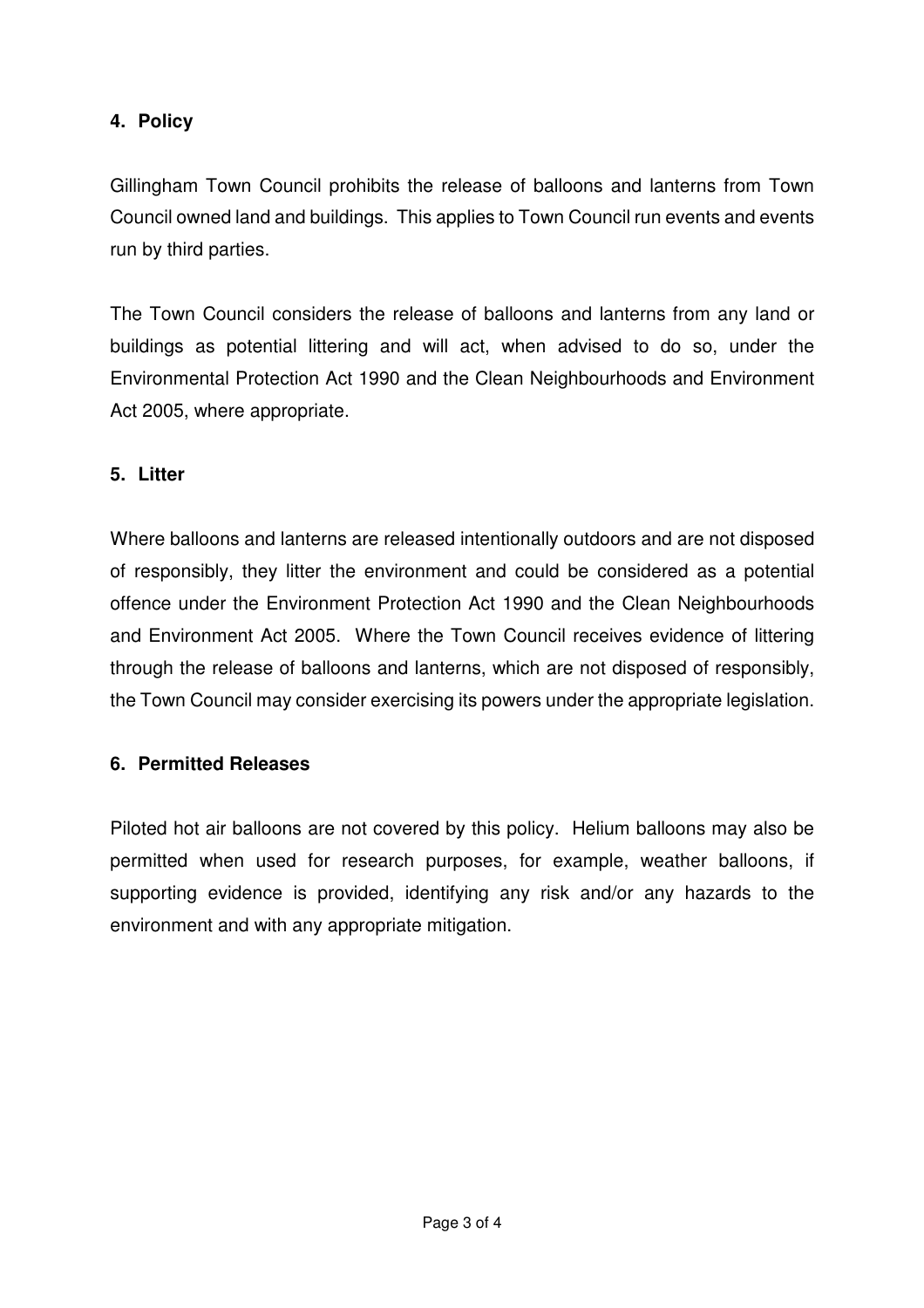## 4. Policy

Gillingham Town Council prohibits the release of balloons and lanterns from Town Council owned land and buildings. This applies to Town Council run events and events run by third parties.

The Town Council considers the release of balloons and lanterns from any land or buildings as potential littering and will act, when advised to do so, under the Environmental Protection Act 1990 and the Clean Neighbourhoods and Environment Act 2005, where appropriate.

## 5. Litter

Where balloons and lanterns are released intentionally outdoors and are not disposed of responsibly, they litter the environment and could be considered as a potential offence under the Environment Protection Act 1990 and the Clean Neighbourhoods and Environment Act 2005. Where the Town Council receives evidence of littering through the release of balloons and lanterns, which are not disposed of responsibly, the Town Council may consider exercising its powers under the appropriate legislation.

## 6. Permitted Releases

Piloted hot air balloons are not covered by this policy. Helium balloons may also be permitted when used for research purposes, for example, weather balloons, if supporting evidence is provided, identifying any risk and/or any hazards to the environment and with any appropriate mitigation.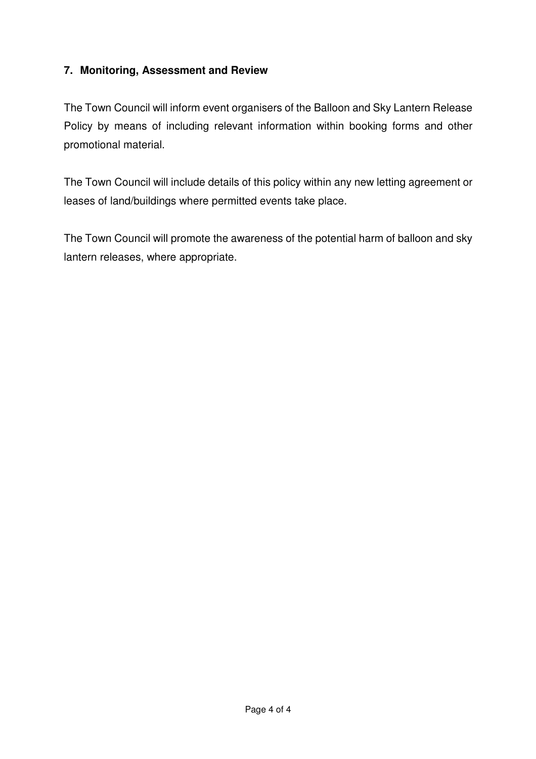## 7. Monitoring, Assessment and Review

The Town Council will inform event organisers of the Balloon and Sky Lantern Release Policy by means of including relevant information within booking forms and other promotional material.

The Town Council will include details of this policy within any new letting agreement or leases of land/buildings where permitted events take place.

The Town Council will promote the awareness of the potential harm of balloon and sky lantern releases, where appropriate.